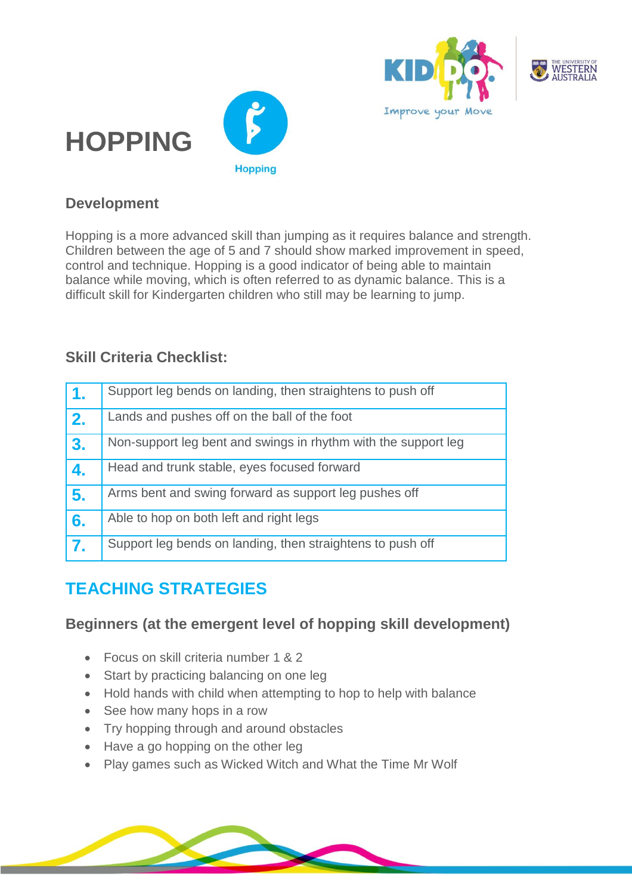# HOPPING

Hopping

## Development

Hopping is a more advanced skill than jumping as it requires balance and strength. Children between the age of 5 and 7 should show marked improvement in speed, control and technique. Hopping is a good indicator of being able to maintain balance while moving, which is often referred to as dynamic balance. This is a difficult skill for Kindergarten children who still may be learning to jump.

## Skill Criteria Checklist:

| | |
|---|---|
| **1.** | Support leg bends on landing, then straightens to push off |
| **2.** | Lands and pushes off on the ball of the foot |
| **3.** | Non-support leg bent and swings in rhythm with the support leg |
| **4.** | Head and trunk stable, eyes focused forward |
| **5.** | Arms bent and swing forward as support leg pushes off |
| **6.** | Able to hop on both left and right legs |
| **7.** | Support leg bends on landing, then straightens to push off |

## TEACHING STRATEGIES

### Beginners (at the emergent level of hopping skill development)

- Focus on skill criteria number 1 & 2
- Start by practicing balancing on one leg
- Hold hands with child when attempting to hop to help with balance
- See how many hops in a row
- Try hopping through and around obstacles
- Have a go hopping on the other leg
- Play games such as Wicked Witch and What the Time Mr Wolf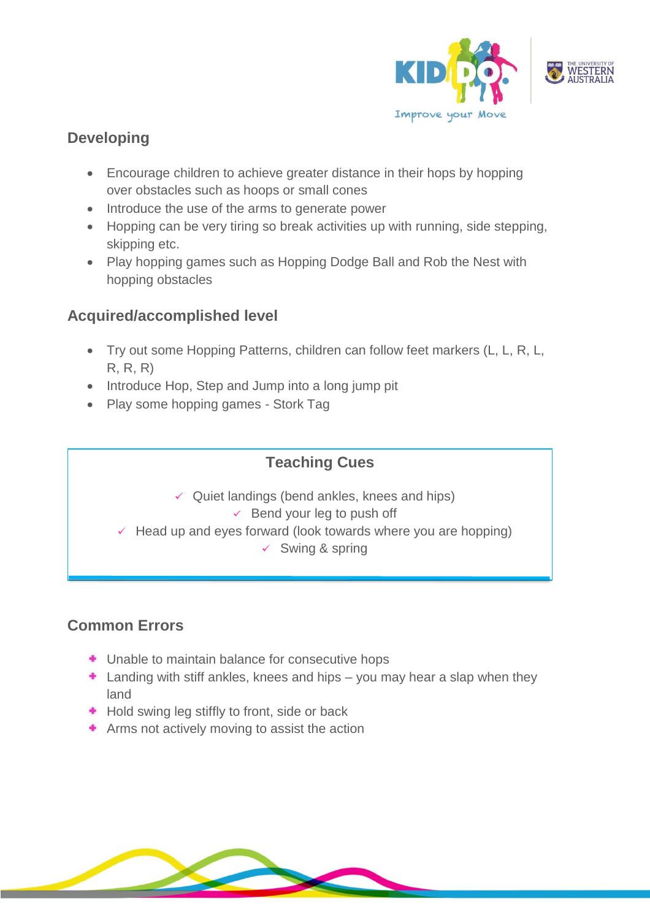## Developing

- Encourage children to achieve greater distance in their hops by hopping over obstacles such as hoops or small cones
- Introduce the use of the arms to generate power
- Hopping can be very tiring so break activities up with running, side stepping, skipping etc.
- Play hopping games such as Hopping Dodge Ball and Rob the Nest with hopping obstacles

## Acquired/accomplished level

- Try out some Hopping Patterns, children can follow feet markers (L, L, R, L, R, R, R)
- Introduce Hop, Step and Jump into a long jump pit
- Play some hopping games - Stork Tag

### Teaching Cues

- ✓ Quiet landings (bend ankles, knees and hips)
- ✓ Bend your leg to push off
- ✓ Head up and eyes forward (look towards where you are hopping)
- ✓ Swing & spring

## Common Errors

- Unable to maintain balance for consecutive hops
- Landing with stiff ankles, knees and hips – you may hear a slap when they land
- Hold swing leg stiffly to front, side or back
- Arms not actively moving to assist the action